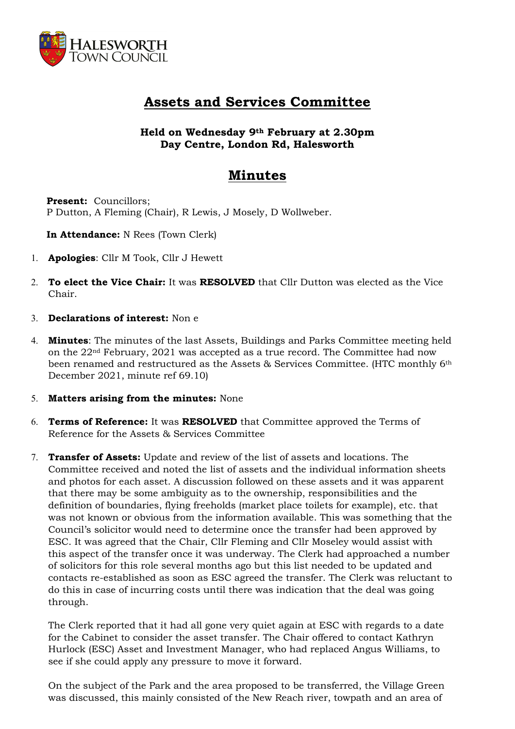HALESWORTH TOWN COUNCIL

# Assets and Services Committee

**Held on Wednesday 9th February at 2.30pm**
**Day Centre, London Rd, Halesworth**

# Minutes

**Present:** Councillors;
P Dutton, A Fleming (Chair), R Lewis, J Mosely, D Wollweber.

**In Attendance:** N Rees (Town Clerk)

1. **Apologies**: Cllr M Took, Cllr J Hewett
2. **To elect the Vice Chair:** It was **RESOLVED** that Cllr Dutton was elected as the Vice Chair.
3. **Declarations of interest:** Non e
4. **Minutes**: The minutes of the last Assets, Buildings and Parks Committee meeting held on the 22nd February, 2021 was accepted as a true record. The Committee had now been renamed and restructured as the Assets & Services Committee. (HTC monthly 6th December 2021, minute ref 69.10)
5. **Matters arising from the minutes:** None
6. **Terms of Reference:** It was **RESOLVED** that Committee approved the Terms of Reference for the Assets & Services Committee
7. **Transfer of Assets:** Update and review of the list of assets and locations. The Committee received and noted the list of assets and the individual information sheets and photos for each asset. A discussion followed on these assets and it was apparent that there may be some ambiguity as to the ownership, responsibilities and the definition of boundaries, flying freeholds (market place toilets for example), etc. that was not known or obvious from the information available. This was something that the Council's solicitor would need to determine once the transfer had been approved by ESC. It was agreed that the Chair, Cllr Fleming and Cllr Moseley would assist with this aspect of the transfer once it was underway. The Clerk had approached a number of solicitors for this role several months ago but this list needed to be updated and contacts re-established as soon as ESC agreed the transfer. The Clerk was reluctant to do this in case of incurring costs until there was indication that the deal was going through.

   The Clerk reported that it had all gone very quiet again at ESC with regards to a date for the Cabinet to consider the asset transfer. The Chair offered to contact Kathryn Hurlock (ESC) Asset and Investment Manager, who had replaced Angus Williams, to see if she could apply any pressure to move it forward.

   On the subject of the Park and the area proposed to be transferred, the Village Green was discussed, this mainly consisted of the New Reach river, towpath and an area of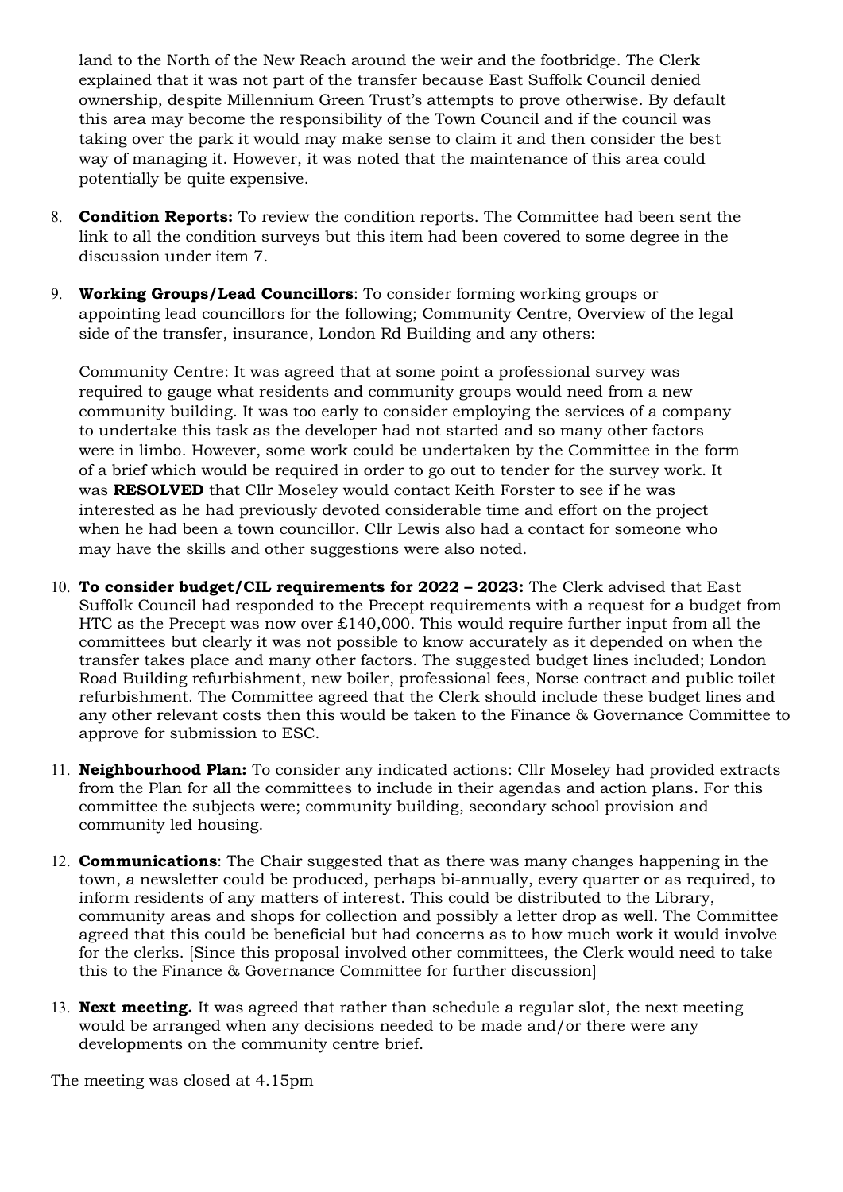land to the North of the New Reach around the weir and the footbridge. The Clerk explained that it was not part of the transfer because East Suffolk Council denied ownership, despite Millennium Green Trust's attempts to prove otherwise. By default this area may become the responsibility of the Town Council and if the council was taking over the park it would may make sense to claim it and then consider the best way of managing it. However, it was noted that the maintenance of this area could potentially be quite expensive.

8. **Condition Reports:** To review the condition reports. The Committee had been sent the link to all the condition surveys but this item had been covered to some degree in the discussion under item 7.

9. **Working Groups/Lead Councillors**: To consider forming working groups or appointing lead councillors for the following; Community Centre, Overview of the legal side of the transfer, insurance, London Rd Building and any others:

   Community Centre: It was agreed that at some point a professional survey was required to gauge what residents and community groups would need from a new community building. It was too early to consider employing the services of a company to undertake this task as the developer had not started and so many other factors were in limbo. However, some work could be undertaken by the Committee in the form of a brief which would be required in order to go out to tender for the survey work. It was **RESOLVED** that Cllr Moseley would contact Keith Forster to see if he was interested as he had previously devoted considerable time and effort on the project when he had been a town councillor. Cllr Lewis also had a contact for someone who may have the skills and other suggestions were also noted.

10. **To consider budget/CIL requirements for 2022 – 2023:** The Clerk advised that East Suffolk Council had responded to the Precept requirements with a request for a budget from HTC as the Precept was now over £140,000. This would require further input from all the committees but clearly it was not possible to know accurately as it depended on when the transfer takes place and many other factors. The suggested budget lines included; London Road Building refurbishment, new boiler, professional fees, Norse contract and public toilet refurbishment. The Committee agreed that the Clerk should include these budget lines and any other relevant costs then this would be taken to the Finance & Governance Committee to approve for submission to ESC.

11. **Neighbourhood Plan:** To consider any indicated actions: Cllr Moseley had provided extracts from the Plan for all the committees to include in their agendas and action plans. For this committee the subjects were; community building, secondary school provision and community led housing.

12. **Communications**: The Chair suggested that as there was many changes happening in the town, a newsletter could be produced, perhaps bi-annually, every quarter or as required, to inform residents of any matters of interest. This could be distributed to the Library, community areas and shops for collection and possibly a letter drop as well. The Committee agreed that this could be beneficial but had concerns as to how much work it would involve for the clerks. [Since this proposal involved other committees, the Clerk would need to take this to the Finance & Governance Committee for further discussion]

13. **Next meeting.** It was agreed that rather than schedule a regular slot, the next meeting would be arranged when any decisions needed to be made and/or there were any developments on the community centre brief.

The meeting was closed at 4.15pm